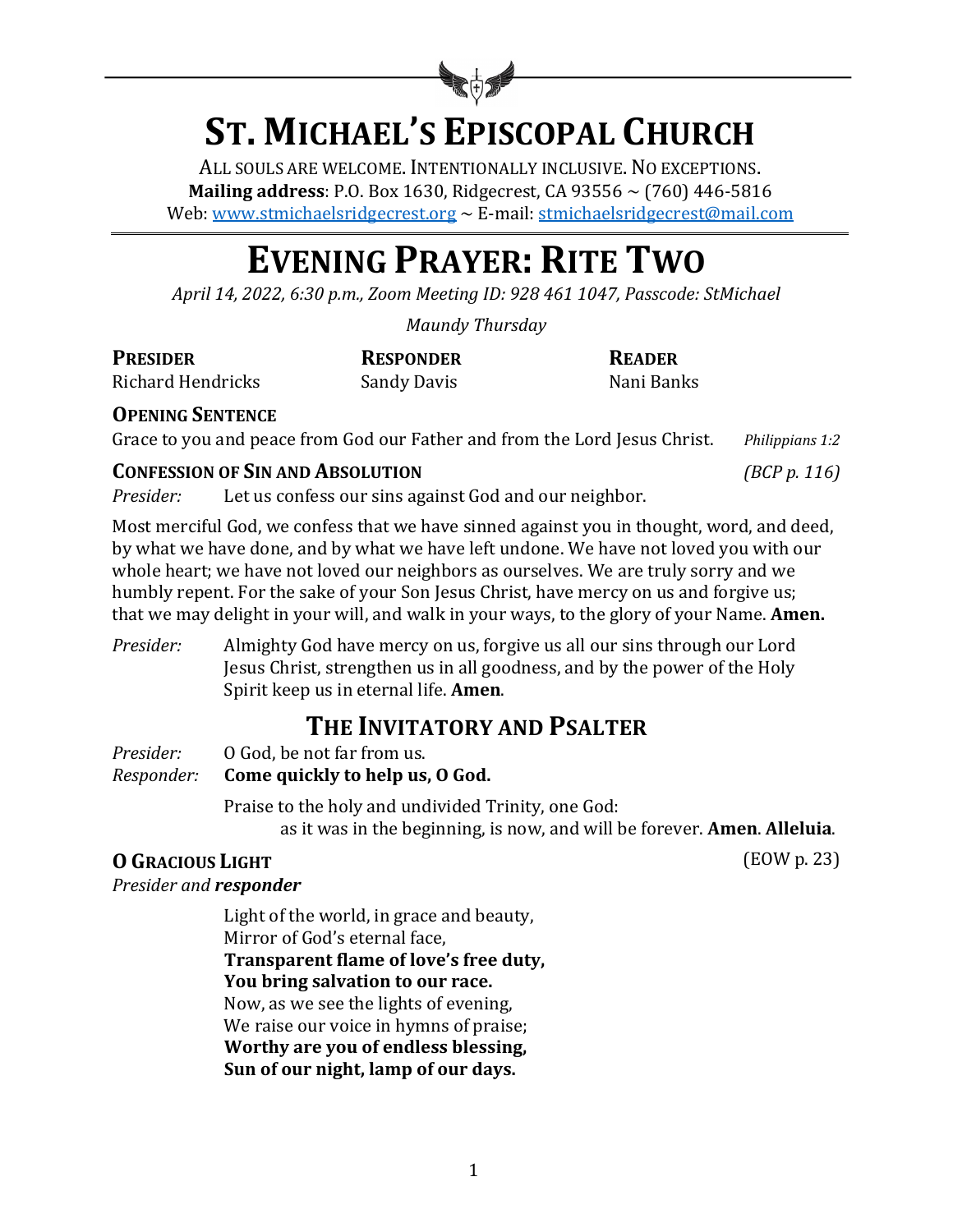# ST. MICHAEL'S EPISCOPAL CHURCH

ALL SOULS ARE WELCOME. INTENTIONALLY INCLUSIVE. NO EXCEPTIONS.
**Mailing address**: P.O. Box 1630, Ridgecrest, CA 93556 ~ (760) 446-5816
Web: www.stmichaelsridgecrest.org ~ E-mail: stmichaelsridgecrest@mail.com

# EVENING PRAYER: RITE TWO

*April 14, 2022, 6:30 p.m., Zoom Meeting ID: 928 461 1047, Passcode: StMichael*

*Maundy Thursday*

| **PRESIDER** | **RESPONDER** | **READER** |
|---|---|---|
| Richard Hendricks | Sandy Davis | Nani Banks |

### OPENING SENTENCE

Grace to you and peace from God our Father and from the Lord Jesus Christ. *Philippians 1:2*

### CONFESSION OF SIN AND ABSOLUTION *(BCP p. 116)*

*Presider:* Let us confess our sins against God and our neighbor.

Most merciful God, we confess that we have sinned against you in thought, word, and deed, by what we have done, and by what we have left undone. We have not loved you with our whole heart; we have not loved our neighbors as ourselves. We are truly sorry and we humbly repent. For the sake of your Son Jesus Christ, have mercy on us and forgive us; that we may delight in your will, and walk in your ways, to the glory of your Name. **Amen.**

*Presider:* Almighty God have mercy on us, forgive us all our sins through our Lord Jesus Christ, strengthen us in all goodness, and by the power of the Holy Spirit keep us in eternal life. **Amen**.

## THE INVITATORY AND PSALTER

*Presider:* O God, be not far from us.
*Responder:* **Come quickly to help us, O God.**

Praise to the holy and undivided Trinity, one God:
as it was in the beginning, is now, and will be forever. **Amen**. **Alleluia**.

### O GRACIOUS LIGHT (EOW p. 23)

*Presider and* ***responder***

Light of the world, in grace and beauty,
Mirror of God's eternal face,
**Transparent flame of love's free duty,**
**You bring salvation to our race.**
Now, as we see the lights of evening,
We raise our voice in hymns of praise;
**Worthy are you of endless blessing,**
**Sun of our night, lamp of our days.**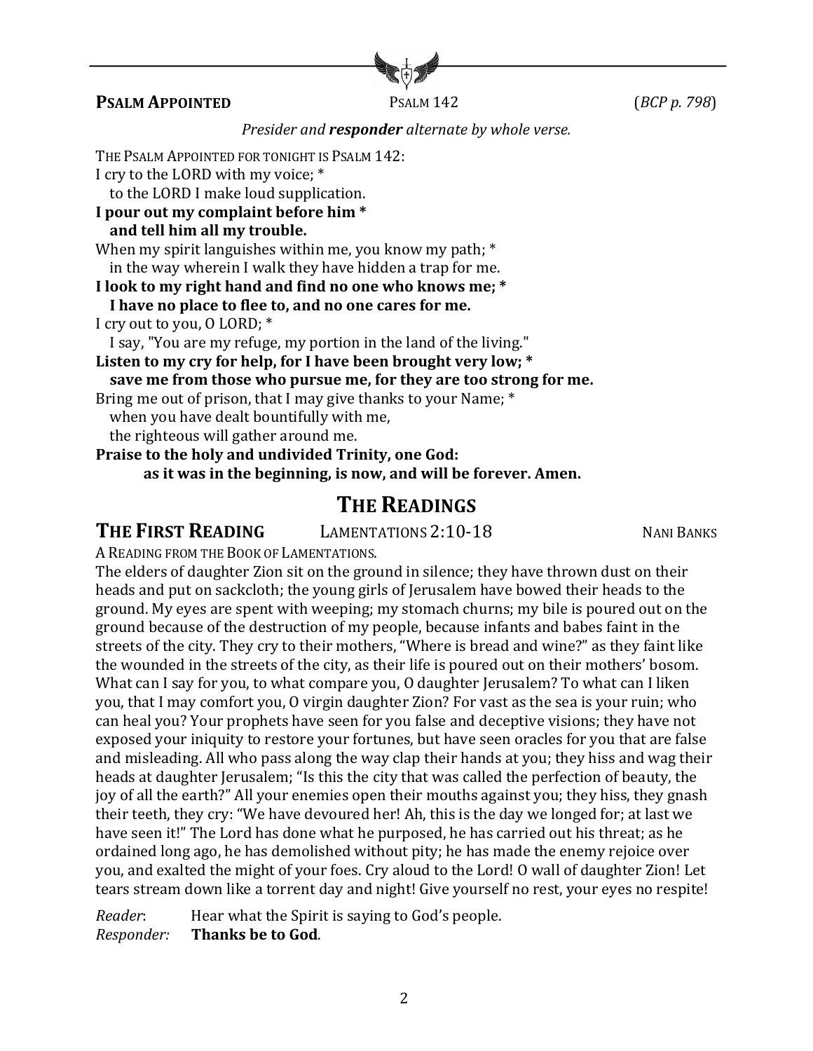**PSALM APPOINTED** PSALM 142 (*BCP p. 798*)

*Presider and* ***responder*** *alternate by whole verse.*

THE PSALM APPOINTED FOR TONIGHT IS PSALM 142:
I cry to the LORD with my voice; *
to the LORD I make loud supplication.
**I pour out my complaint before him ***
**and tell him all my trouble.**
When my spirit languishes within me, you know my path; *
in the way wherein I walk they have hidden a trap for me.
**I look to my right hand and find no one who knows me; ***
**I have no place to flee to, and no one cares for me.**
I cry out to you, O LORD; *
I say, "You are my refuge, my portion in the land of the living."
**Listen to my cry for help, for I have been brought very low; ***
**save me from those who pursue me, for they are too strong for me.**
Bring me out of prison, that I may give thanks to your Name; *
when you have dealt bountifully with me,
the righteous will gather around me.
**Praise to the holy and undivided Trinity, one God:**
**as it was in the beginning, is now, and will be forever. Amen.**

# THE READINGS

## THE FIRST READING LAMENTATIONS 2:10-18 NANI BANKS

A READING FROM THE BOOK OF LAMENTATIONS.
The elders of daughter Zion sit on the ground in silence; they have thrown dust on their heads and put on sackcloth; the young girls of Jerusalem have bowed their heads to the ground. My eyes are spent with weeping; my stomach churns; my bile is poured out on the ground because of the destruction of my people, because infants and babes faint in the streets of the city. They cry to their mothers, "Where is bread and wine?" as they faint like the wounded in the streets of the city, as their life is poured out on their mothers' bosom. What can I say for you, to what compare you, O daughter Jerusalem? To what can I liken you, that I may comfort you, O virgin daughter Zion? For vast as the sea is your ruin; who can heal you? Your prophets have seen for you false and deceptive visions; they have not exposed your iniquity to restore your fortunes, but have seen oracles for you that are false and misleading. All who pass along the way clap their hands at you; they hiss and wag their heads at daughter Jerusalem; "Is this the city that was called the perfection of beauty, the joy of all the earth?" All your enemies open their mouths against you; they hiss, they gnash their teeth, they cry: "We have devoured her! Ah, this is the day we longed for; at last we have seen it!" The Lord has done what he purposed, he has carried out his threat; as he ordained long ago, he has demolished without pity; he has made the enemy rejoice over you, and exalted the might of your foes. Cry aloud to the Lord! O wall of daughter Zion! Let tears stream down like a torrent day and night! Give yourself no rest, your eyes no respite!

*Reader*: Hear what the Spirit is saying to God's people.
*Responder:* **Thanks be to God**.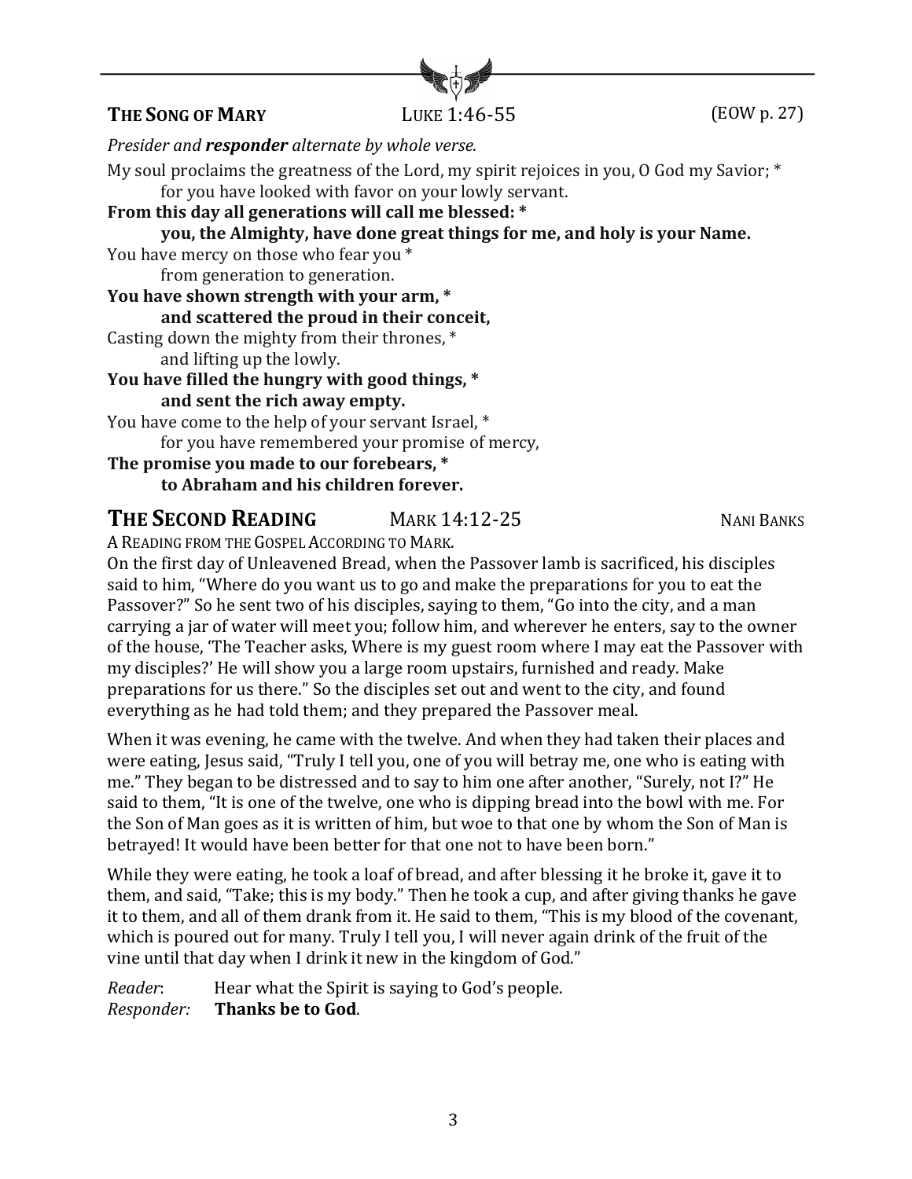## THE SONG OF MARY LUKE 1:46-55 (EOW p. 27)

*Presider and **responder** alternate by whole verse.*

My soul proclaims the greatness of the Lord, my spirit rejoices in you, O God my Savior; *
for you have looked with favor on your lowly servant.

**From this day all generations will call me blessed: *
you, the Almighty, have done great things for me, and holy is your Name.**

You have mercy on those who fear you *
from generation to generation.

**You have shown strength with your arm, *
and scattered the proud in their conceit,**

Casting down the mighty from their thrones, *
and lifting up the lowly.

**You have filled the hungry with good things, *
and sent the rich away empty.**

You have come to the help of your servant Israel, *
for you have remembered your promise of mercy,

**The promise you made to our forebears, *
to Abraham and his children forever.**

## THE SECOND READING MARK 14:12-25 NANI BANKS

A READING FROM THE GOSPEL ACCORDING TO MARK.

On the first day of Unleavened Bread, when the Passover lamb is sacrificed, his disciples said to him, "Where do you want us to go and make the preparations for you to eat the Passover?" So he sent two of his disciples, saying to them, "Go into the city, and a man carrying a jar of water will meet you; follow him, and wherever he enters, say to the owner of the house, 'The Teacher asks, Where is my guest room where I may eat the Passover with my disciples?' He will show you a large room upstairs, furnished and ready. Make preparations for us there." So the disciples set out and went to the city, and found everything as he had told them; and they prepared the Passover meal.

When it was evening, he came with the twelve. And when they had taken their places and were eating, Jesus said, "Truly I tell you, one of you will betray me, one who is eating with me." They began to be distressed and to say to him one after another, "Surely, not I?" He said to them, "It is one of the twelve, one who is dipping bread into the bowl with me. For the Son of Man goes as it is written of him, but woe to that one by whom the Son of Man is betrayed! It would have been better for that one not to have been born."

While they were eating, he took a loaf of bread, and after blessing it he broke it, gave it to them, and said, "Take; this is my body." Then he took a cup, and after giving thanks he gave it to them, and all of them drank from it. He said to them, "This is my blood of the covenant, which is poured out for many. Truly I tell you, I will never again drink of the fruit of the vine until that day when I drink it new in the kingdom of God."

*Reader*: Hear what the Spirit is saying to God's people.
*Responder:* **Thanks be to God**.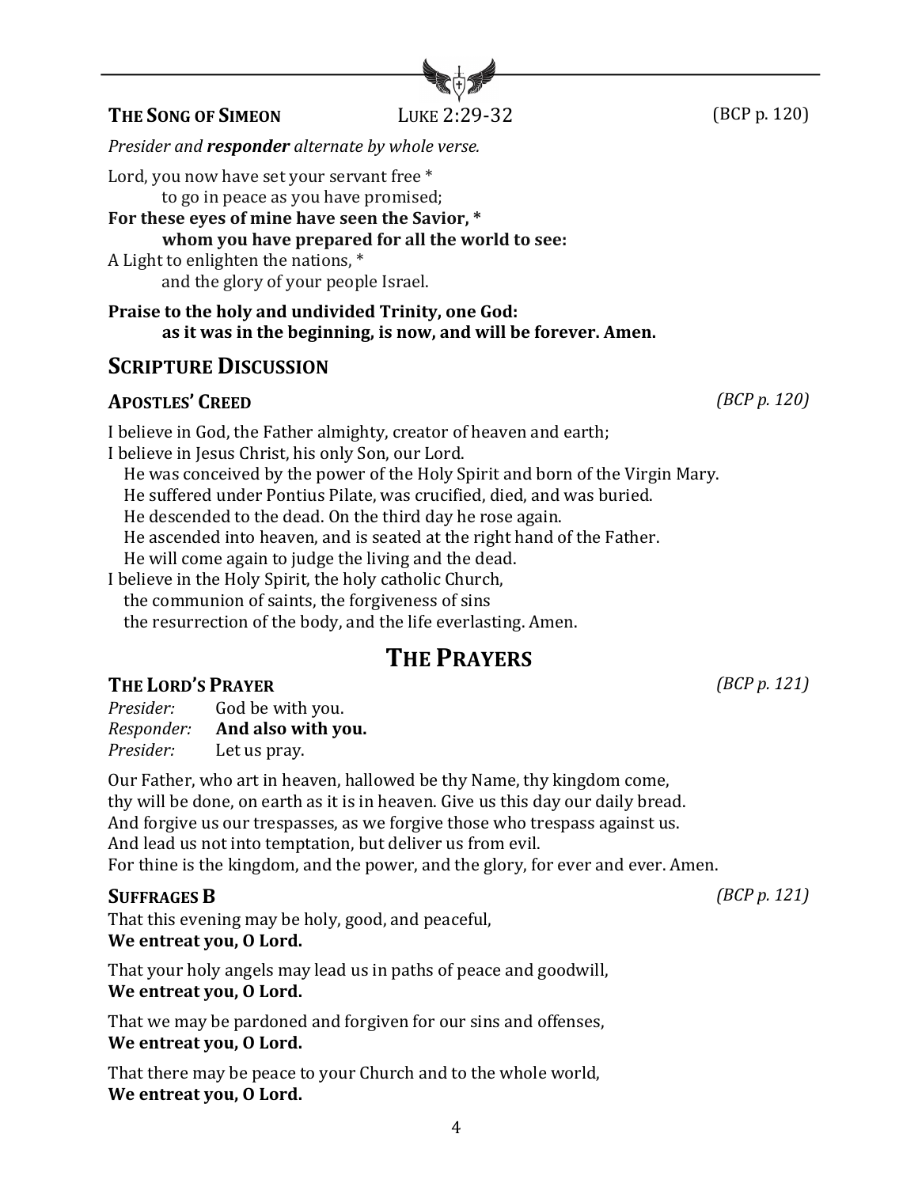### The Song of Simeon — Luke 2:29-32 (BCP p. 120)

*Presider and **responder** alternate by whole verse.*

Lord, you now have set your servant free *
  to go in peace as you have promised;
**For these eyes of mine have seen the Savior, ***
  **whom you have prepared for all the world to see:**
A Light to enlighten the nations, *
  and the glory of your people Israel.

**Praise to the holy and undivided Trinity, one God:**
  **as it was in the beginning, is now, and will be forever. Amen.**

## Scripture Discussion

### Apostles' Creed *(BCP p. 120)*

I believe in God, the Father almighty, creator of heaven and earth;
I believe in Jesus Christ, his only Son, our Lord.
  He was conceived by the power of the Holy Spirit and born of the Virgin Mary.
  He suffered under Pontius Pilate, was crucified, died, and was buried.
  He descended to the dead. On the third day he rose again.
  He ascended into heaven, and is seated at the right hand of the Father.
  He will come again to judge the living and the dead.
I believe in the Holy Spirit, the holy catholic Church,
  the communion of saints, the forgiveness of sins
  the resurrection of the body, and the life everlasting. Amen.

# The Prayers

### The Lord's Prayer *(BCP p. 121)*

*Presider:* God be with you.
*Responder:* **And also with you.**
*Presider:* Let us pray.

Our Father, who art in heaven, hallowed be thy Name, thy kingdom come,
thy will be done, on earth as it is in heaven. Give us this day our daily bread.
And forgive us our trespasses, as we forgive those who trespass against us.
And lead us not into temptation, but deliver us from evil.
For thine is the kingdom, and the power, and the glory, for ever and ever. Amen.

### Suffrages B *(BCP p. 121)*

That this evening may be holy, good, and peaceful,
**We entreat you, O Lord.**

That your holy angels may lead us in paths of peace and goodwill,
**We entreat you, O Lord.**

That we may be pardoned and forgiven for our sins and offenses,
**We entreat you, O Lord.**

That there may be peace to your Church and to the whole world,
**We entreat you, O Lord.**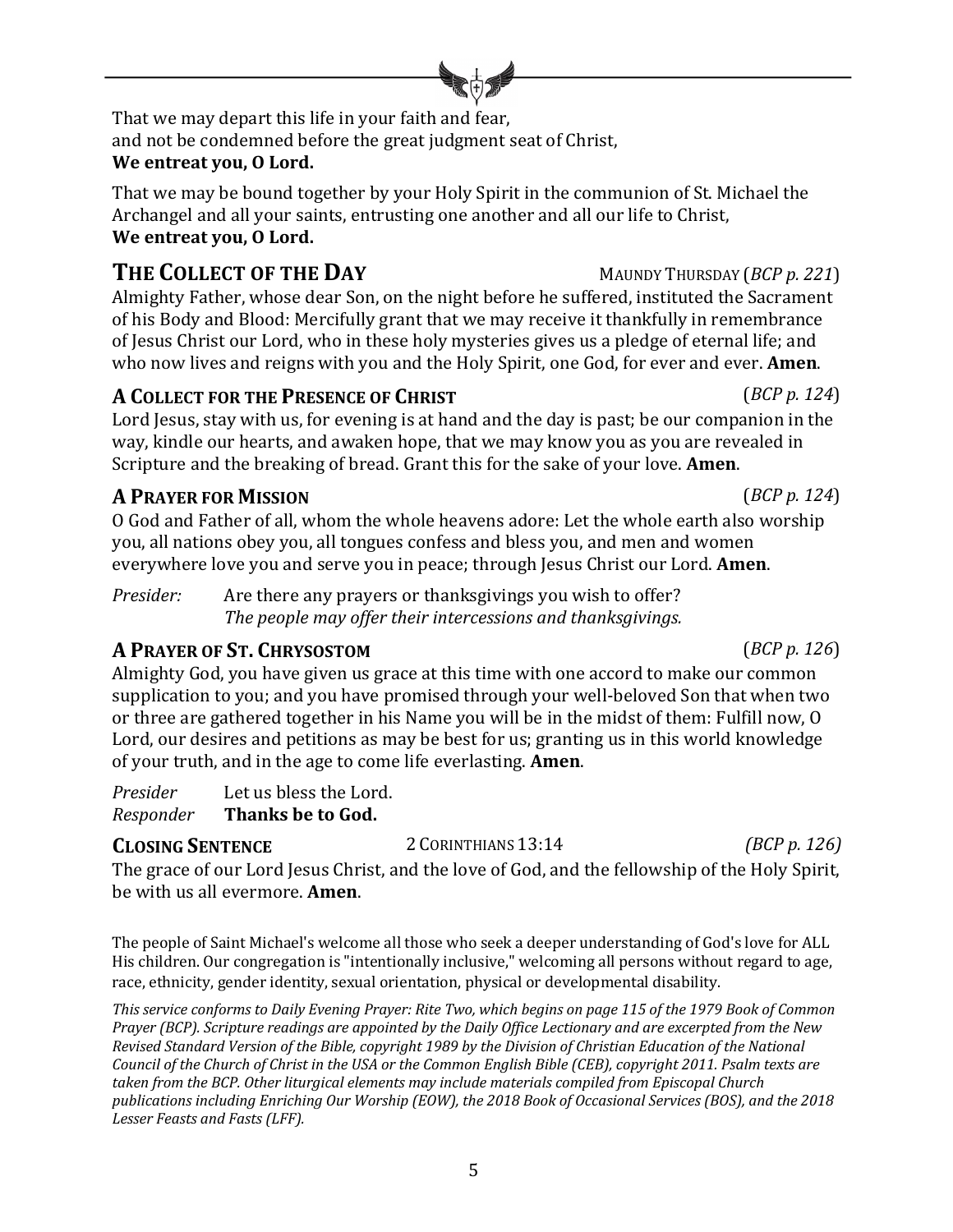That we may depart this life in your faith and fear,
and not be condemned before the great judgment seat of Christ,
**We entreat you, O Lord.**

That we may be bound together by your Holy Spirit in the communion of St. Michael the Archangel and all your saints, entrusting one another and all our life to Christ,
**We entreat you, O Lord.**

## THE COLLECT OF THE DAY — MAUNDY THURSDAY (*BCP p. 221*)

Almighty Father, whose dear Son, on the night before he suffered, instituted the Sacrament of his Body and Blood: Mercifully grant that we may receive it thankfully in remembrance of Jesus Christ our Lord, who in these holy mysteries gives us a pledge of eternal life; and who now lives and reigns with you and the Holy Spirit, one God, for ever and ever. **Amen**.

### A COLLECT FOR THE PRESENCE OF CHRIST (*BCP p. 124*)

Lord Jesus, stay with us, for evening is at hand and the day is past; be our companion in the way, kindle our hearts, and awaken hope, that we may know you as you are revealed in Scripture and the breaking of bread. Grant this for the sake of your love. **Amen**.

### A PRAYER FOR MISSION (*BCP p. 124*)

O God and Father of all, whom the whole heavens adore: Let the whole earth also worship you, all nations obey you, all tongues confess and bless you, and men and women everywhere love you and serve you in peace; through Jesus Christ our Lord. **Amen**.

*Presider:* Are there any prayers or thanksgivings you wish to offer?
*The people may offer their intercessions and thanksgivings.*

### A PRAYER OF ST. CHRYSOSTOM (*BCP p. 126*)

Almighty God, you have given us grace at this time with one accord to make our common supplication to you; and you have promised through your well-beloved Son that when two or three are gathered together in his Name you will be in the midst of them: Fulfill now, O Lord, our desires and petitions as may be best for us; granting us in this world knowledge of your truth, and in the age to come life everlasting. **Amen**.

*Presider* Let us bless the Lord.
*Responder* **Thanks be to God.**

### CLOSING SENTENCE — 2 CORINTHIANS 13:14 (*BCP p. 126*)

The grace of our Lord Jesus Christ, and the love of God, and the fellowship of the Holy Spirit, be with us all evermore. **Amen**.

The people of Saint Michael's welcome all those who seek a deeper understanding of God's love for ALL His children. Our congregation is "intentionally inclusive," welcoming all persons without regard to age, race, ethnicity, gender identity, sexual orientation, physical or developmental disability.

*This service conforms to Daily Evening Prayer: Rite Two, which begins on page 115 of the 1979 Book of Common Prayer (BCP). Scripture readings are appointed by the Daily Office Lectionary and are excerpted from the New Revised Standard Version of the Bible, copyright 1989 by the Division of Christian Education of the National Council of the Church of Christ in the USA or the Common English Bible (CEB), copyright 2011. Psalm texts are taken from the BCP. Other liturgical elements may include materials compiled from Episcopal Church publications including Enriching Our Worship (EOW), the 2018 Book of Occasional Services (BOS), and the 2018 Lesser Feasts and Fasts (LFF).*